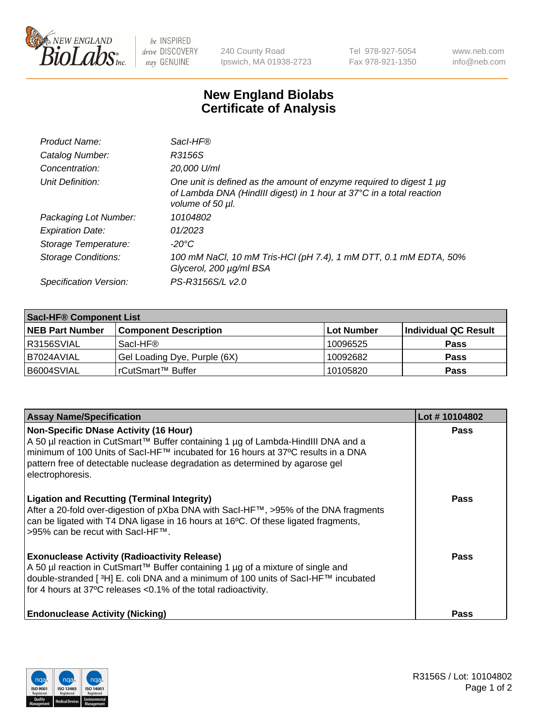240 County Road
Ipswich, MA 01938-2723

Tel 978-927-5054
Fax 978-921-1350

www.neb.com
info@neb.com

# New England Biolabs Certificate of Analysis

| | |
|---|---|
| *Product Name:* | *SacI-HF®* |
| *Catalog Number:* | *R3156S* |
| *Concentration:* | *20,000 U/ml* |
| *Unit Definition:* | *One unit is defined as the amount of enzyme required to digest 1 µg of Lambda DNA (HindIII digest) in 1 hour at 37°C in a total reaction volume of 50 µl.* |
| *Packaging Lot Number:* | *10104802* |
| *Expiration Date:* | *01/2023* |
| *Storage Temperature:* | *-20°C* |
| *Storage Conditions:* | *100 mM NaCl, 10 mM Tris-HCl (pH 7.4), 1 mM DTT, 0.1 mM EDTA, 50% Glycerol, 200 µg/ml BSA* |
| *Specification Version:* | *PS-R3156S/L v2.0* |

| SacI-HF® Component List | | | |
|---|---|---|---|
| **NEB Part Number** | **Component Description** | **Lot Number** | **Individual QC Result** |
| R3156SVIAL | SacI-HF® | 10096525 | **Pass** |
| B7024AVIAL | Gel Loading Dye, Purple (6X) | 10092682 | **Pass** |
| B6004SVIAL | rCutSmart™ Buffer | 10105820 | **Pass** |

| Assay Name/Specification | Lot # 10104802 |
|---|---|
| **Non-Specific DNase Activity (16 Hour)**<br>A 50 µl reaction in CutSmart™ Buffer containing 1 µg of Lambda-HindIII DNA and a minimum of 100 Units of SacI-HF™ incubated for 16 hours at 37ºC results in a DNA pattern free of detectable nuclease degradation as determined by agarose gel electrophoresis. | **Pass** |
| **Ligation and Recutting (Terminal Integrity)**<br>After a 20-fold over-digestion of pXba DNA with SacI-HF™, >95% of the DNA fragments can be ligated with T4 DNA ligase in 16 hours at 16ºC. Of these ligated fragments, >95% can be recut with SacI-HF™. | **Pass** |
| **Exonuclease Activity (Radioactivity Release)**<br>A 50 µl reaction in CutSmart™ Buffer containing 1 µg of a mixture of single and double-stranded [ $^{3}$H] E. coli DNA and a minimum of 100 units of SacI-HF™ incubated for 4 hours at 37ºC releases <0.1% of the total radioactivity. | **Pass** |
| **Endonuclease Activity (Nicking)** | **Pass** |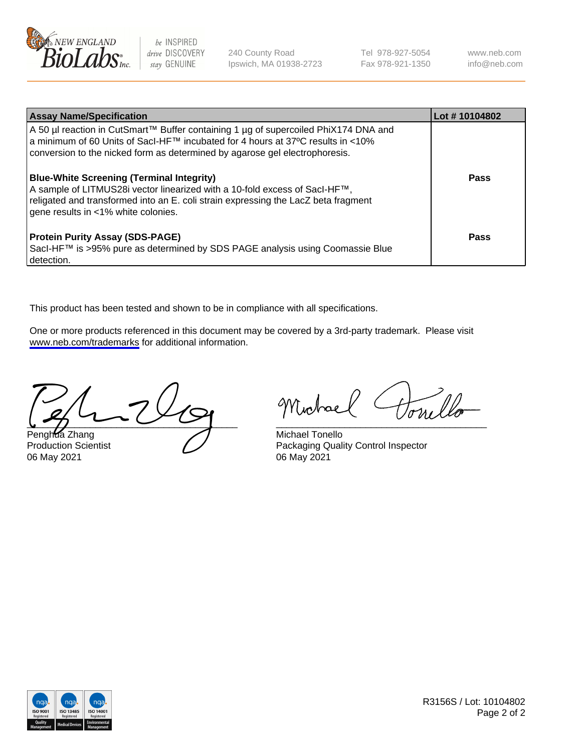| Assay Name/Specification | Lot # 10104802 |
|---|---|
| A 50 µl reaction in CutSmart™ Buffer containing 1 µg of supercoiled PhiX174 DNA and a minimum of 60 Units of SacI-HF™ incubated for 4 hours at 37ºC results in <10% conversion to the nicked form as determined by agarose gel electrophoresis. | |
| **Blue-White Screening (Terminal Integrity)**<br>A sample of LITMUS28i vector linearized with a 10-fold excess of SacI-HF™, religated and transformed into an E. coli strain expressing the LacZ beta fragment gene results in <1% white colonies. | **Pass** |
| **Protein Purity Assay (SDS-PAGE)**<br>SacI-HF™ is >95% pure as determined by SDS PAGE analysis using Coomassie Blue detection. | **Pass** |

This product has been tested and shown to be in compliance with all specifications.

One or more products referenced in this document may be covered by a 3rd-party trademark. Please visit www.neb.com/trademarks for additional information.

Penghua Zhang
Production Scientist
06 May 2021

Michael Tonello
Packaging Quality Control Inspector
06 May 2021

R3156S / Lot: 10104802